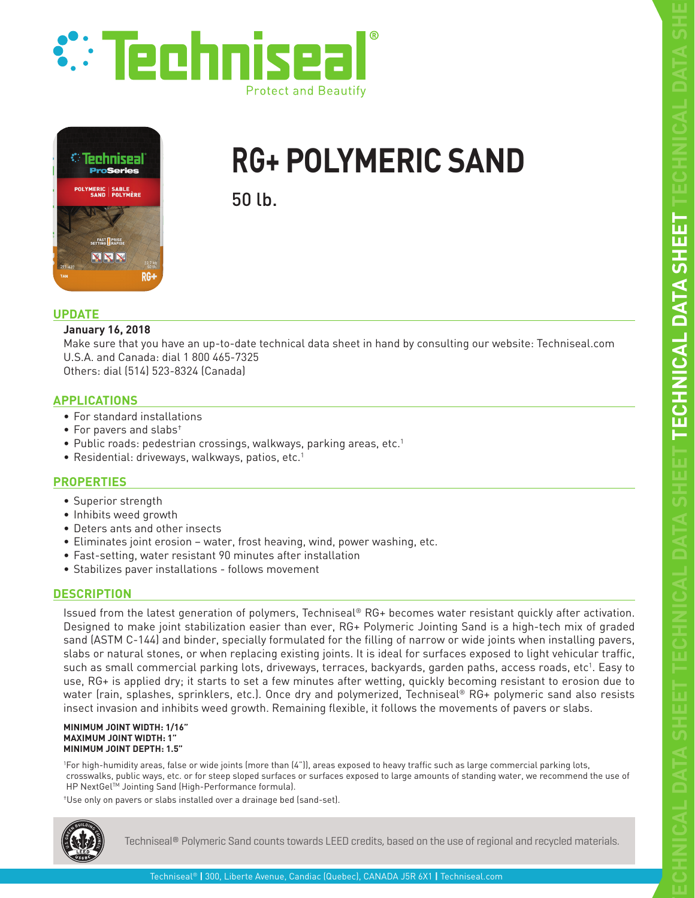# Techniseal®

Protect and Beautify

# RG+ POLYMERIC SAND

50 lb.

## UPDATE

**January 16, 2018**

Make sure that you have an up-to-date technical data sheet in hand by consulting our website: Techniseal.com
U.S.A. and Canada: dial 1 800 465-7325
Others: dial (514) 523-8324 (Canada)

## APPLICATIONS

- For standard installations
- For pavers and slabs†
- Public roads: pedestrian crossings, walkways, parking areas, etc.[1]
- Residential: driveways, walkways, patios, etc.[1]

## PROPERTIES

- Superior strength
- Inhibits weed growth
- Deters ants and other insects
- Eliminates joint erosion – water, frost heaving, wind, power washing, etc.
- Fast-setting, water resistant 90 minutes after installation
- Stabilizes paver installations - follows movement

## DESCRIPTION

Issued from the latest generation of polymers, Techniseal® RG+ becomes water resistant quickly after activation. Designed to make joint stabilization easier than ever, RG+ Polymeric Jointing Sand is a high-tech mix of graded sand (ASTM C-144) and binder, specially formulated for the filling of narrow or wide joints when installing pavers, slabs or natural stones, or when replacing existing joints. It is ideal for surfaces exposed to light vehicular traffic, such as small commercial parking lots, driveways, terraces, backyards, garden paths, access roads, etc[1]. Easy to use, RG+ is applied dry; it starts to set a few minutes after wetting, quickly becoming resistant to erosion due to water (rain, splashes, sprinklers, etc.). Once dry and polymerized, Techniseal® RG+ polymeric sand also resists insect invasion and inhibits weed growth. Remaining flexible, it follows the movements of pavers or slabs.

**MINIMUM JOINT WIDTH: 1/16"**
**MAXIMUM JOINT WIDTH: 1"**
**MINIMUM JOINT DEPTH: 1.5"**

[1]For high-humidity areas, false or wide joints (more than (4")), areas exposed to heavy traffic such as large commercial parking lots, crosswalks, public ways, etc. or for steep sloped surfaces or surfaces exposed to large amounts of standing water, we recommend the use of HP NextGel™ Jointing Sand (High-Performance formula).

†Use only on pavers or slabs installed over a drainage bed (sand-set).

Techniseal® Polymeric Sand counts towards LEED credits, based on the use of regional and recycled materials.

Techniseal® | 300, Liberte Avenue, Candiac (Quebec), CANADA J5R 6X1 | Techniseal.com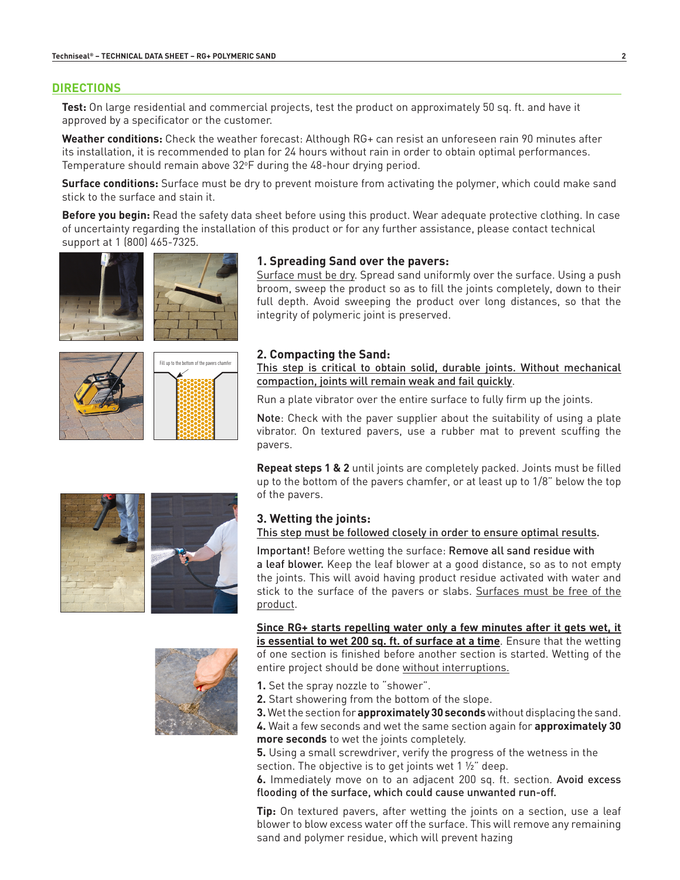## DIRECTIONS

**Test:** On large residential and commercial projects, test the product on approximately 50 sq. ft. and have it approved by a specificator or the customer.

**Weather conditions:** Check the weather forecast: Although RG+ can resist an unforeseen rain 90 minutes after its installation, it is recommended to plan for 24 hours without rain in order to obtain optimal performances. Temperature should remain above 32°F during the 48-hour drying period.

**Surface conditions:** Surface must be dry to prevent moisture from activating the polymer, which could make sand stick to the surface and stain it.

**Before you begin:** Read the safety data sheet before using this product. Wear adequate protective clothing. In case of uncertainty regarding the installation of this product or for any further assistance, please contact technical support at 1 (800) 465-7325.

### 1. Spreading Sand over the pavers:

Surface must be dry. Spread sand uniformly over the surface. Using a push broom, sweep the product so as to fill the joints completely, down to their full depth. Avoid sweeping the product over long distances, so that the integrity of polymeric joint is preserved.

### 2. Compacting the Sand:

This step is critical to obtain solid, durable joints. Without mechanical compaction, joints will remain weak and fail quickly.

Run a plate vibrator over the entire surface to fully firm up the joints.

**Note**: Check with the paver supplier about the suitability of using a plate vibrator. On textured pavers, use a rubber mat to prevent scuffing the pavers.

Fill up to the bottom of the pavers chamfer

**Repeat steps 1 & 2** until joints are completely packed. Joints must be filled up to the bottom of the pavers chamfer, or at least up to 1/8" below the top of the pavers.

### 3. Wetting the joints:

This step must be followed closely in order to ensure optimal results.

Important! Before wetting the surface: **Remove all sand residue with a leaf blower.** Keep the leaf blower at a good distance, so as to not empty the joints. This will avoid having product residue activated with water and stick to the surface of the pavers or slabs. Surfaces must be free of the product.

**Since RG+ starts repelling water only a few minutes after it gets wet, it is essential to wet 200 sq. ft. of surface at a time**. Ensure that the wetting of one section is finished before another section is started. Wetting of the entire project should be done without interruptions.

**1.** Set the spray nozzle to "shower".
**2.** Start showering from the bottom of the slope.
**3.** Wet the section for **approximately 30 seconds** without displacing the sand.
**4.** Wait a few seconds and wet the same section again for **approximately 30 more seconds** to wet the joints completely.
**5.** Using a small screwdriver, verify the progress of the wetness in the section. The objective is to get joints wet 1 ½" deep.
**6.** Immediately move on to an adjacent 200 sq. ft. section. **Avoid excess flooding of the surface, which could cause unwanted run-off.**

**Tip:** On textured pavers, after wetting the joints on a section, use a leaf blower to blow excess water off the surface. This will remove any remaining sand and polymer residue, which will prevent hazing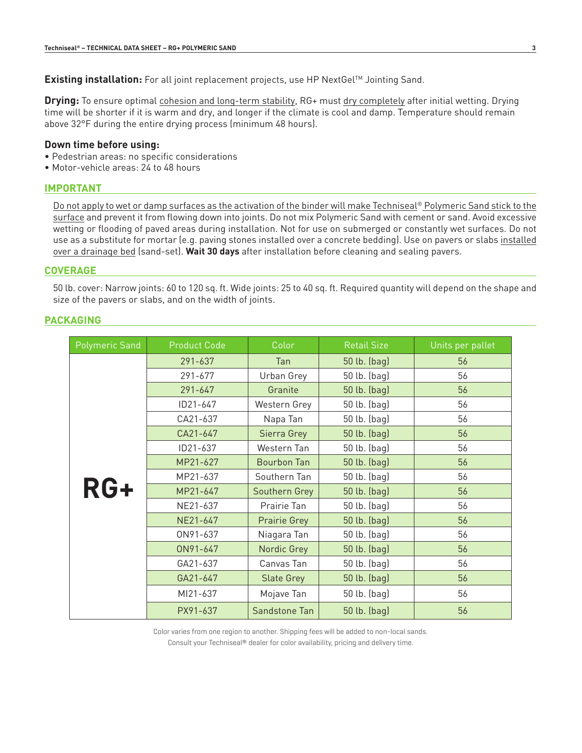**Existing installation:** For all joint replacement projects, use HP NextGel™ Jointing Sand.

**Drying:** To ensure optimal cohesion and long-term stability, RG+ must dry completely after initial wetting. Drying time will be shorter if it is warm and dry, and longer if the climate is cool and damp. Temperature should remain above 32°F during the entire drying process (minimum 48 hours).

**Down time before using:**

- Pedestrian areas: no specific considerations
- Motor-vehicle areas: 24 to 48 hours

## IMPORTANT

Do not apply to wet or damp surfaces as the activation of the binder will make Techniseal® Polymeric Sand stick to the surface and prevent it from flowing down into joints. Do not mix Polymeric Sand with cement or sand. Avoid excessive wetting or flooding of paved areas during installation. Not for use on submerged or constantly wet surfaces. Do not use as a substitute for mortar (e.g. paving stones installed over a concrete bedding). Use on pavers or slabs installed over a drainage bed (sand-set). **Wait 30 days** after installation before cleaning and sealing pavers.

## COVERAGE

50 lb. cover: Narrow joints: 60 to 120 sq. ft. Wide joints: 25 to 40 sq. ft. Required quantity will depend on the shape and size of the pavers or slabs, and on the width of joints.

## PACKAGING

| Polymeric Sand | Product Code | Color | Retail Size | Units per pallet |
|---|---|---|---|---|
| RG+ | 291-637 | Tan | 50 lb. (bag) | 56 |
| | 291-677 | Urban Grey | 50 lb. (bag) | 56 |
| | 291-647 | Granite | 50 lb. (bag) | 56 |
| | ID21-647 | Western Grey | 50 lb. (bag) | 56 |
| | CA21-637 | Napa Tan | 50 lb. (bag) | 56 |
| | CA21-647 | Sierra Grey | 50 lb. (bag) | 56 |
| | ID21-637 | Western Tan | 50 lb. (bag) | 56 |
| | MP21-627 | Bourbon Tan | 50 lb. (bag) | 56 |
| | MP21-637 | Southern Tan | 50 lb. (bag) | 56 |
| | MP21-647 | Southern Grey | 50 lb. (bag) | 56 |
| | NE21-637 | Prairie Tan | 50 lb. (bag) | 56 |
| | NE21-647 | Prairie Grey | 50 lb. (bag) | 56 |
| | ON91-637 | Niagara Tan | 50 lb. (bag) | 56 |
| | ON91-647 | Nordic Grey | 50 lb. (bag) | 56 |
| | GA21-637 | Canvas Tan | 50 lb. (bag) | 56 |
| | GA21-647 | Slate Grey | 50 lb. (bag) | 56 |
| | MI21-637 | Mojave Tan | 50 lb. (bag) | 56 |
| | PX91-637 | Sandstone Tan | 50 lb. (bag) | 56 |

Color varies from one region to another. Shipping fees will be added to non-local sands.
Consult your Techniseal® dealer for color availability, pricing and delivery time.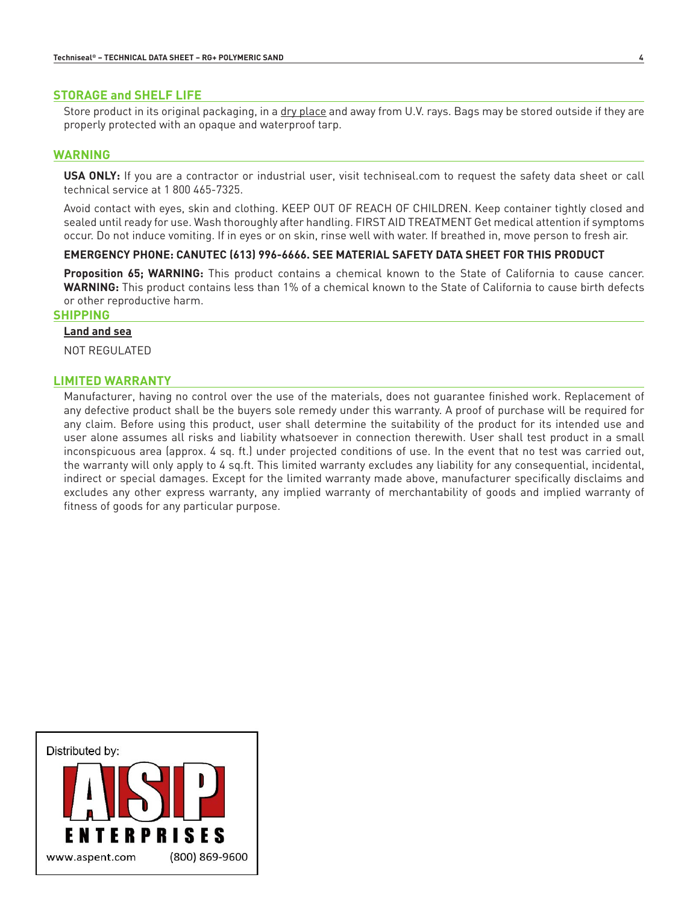## STORAGE and SHELF LIFE

Store product in its original packaging, in a dry place and away from U.V. rays. Bags may be stored outside if they are properly protected with an opaque and waterproof tarp.

## WARNING

**USA ONLY:** If you are a contractor or industrial user, visit techniseal.com to request the safety data sheet or call technical service at 1 800 465-7325.

Avoid contact with eyes, skin and clothing. KEEP OUT OF REACH OF CHILDREN. Keep container tightly closed and sealed until ready for use. Wash thoroughly after handling. FIRST AID TREATMENT Get medical attention if symptoms occur. Do not induce vomiting. If in eyes or on skin, rinse well with water. If breathed in, move person to fresh air.

**EMERGENCY PHONE: CANUTEC (613) 996-6666. SEE MATERIAL SAFETY DATA SHEET FOR THIS PRODUCT**

**Proposition 65; WARNING:** This product contains a chemical known to the State of California to cause cancer. **WARNING:** This product contains less than 1% of a chemical known to the State of California to cause birth defects or other reproductive harm.

## SHIPPING

**Land and sea**

NOT REGULATED

## LIMITED WARRANTY

Manufacturer, having no control over the use of the materials, does not guarantee finished work. Replacement of any defective product shall be the buyers sole remedy under this warranty. A proof of purchase will be required for any claim. Before using this product, user shall determine the suitability of the product for its intended use and user alone assumes all risks and liability whatsoever in connection therewith. User shall test product in a small inconspicuous area (approx. 4 sq. ft.) under projected conditions of use. In the event that no test was carried out, the warranty will only apply to 4 sq.ft. This limited warranty excludes any liability for any consequential, incidental, indirect or special damages. Except for the limited warranty made above, manufacturer specifically disclaims and excludes any other express warranty, any implied warranty of merchantability of goods and implied warranty of fitness of goods for any particular purpose.

Distributed by:

ASP ENTERPRISES

www.aspent.com (800) 869-9600